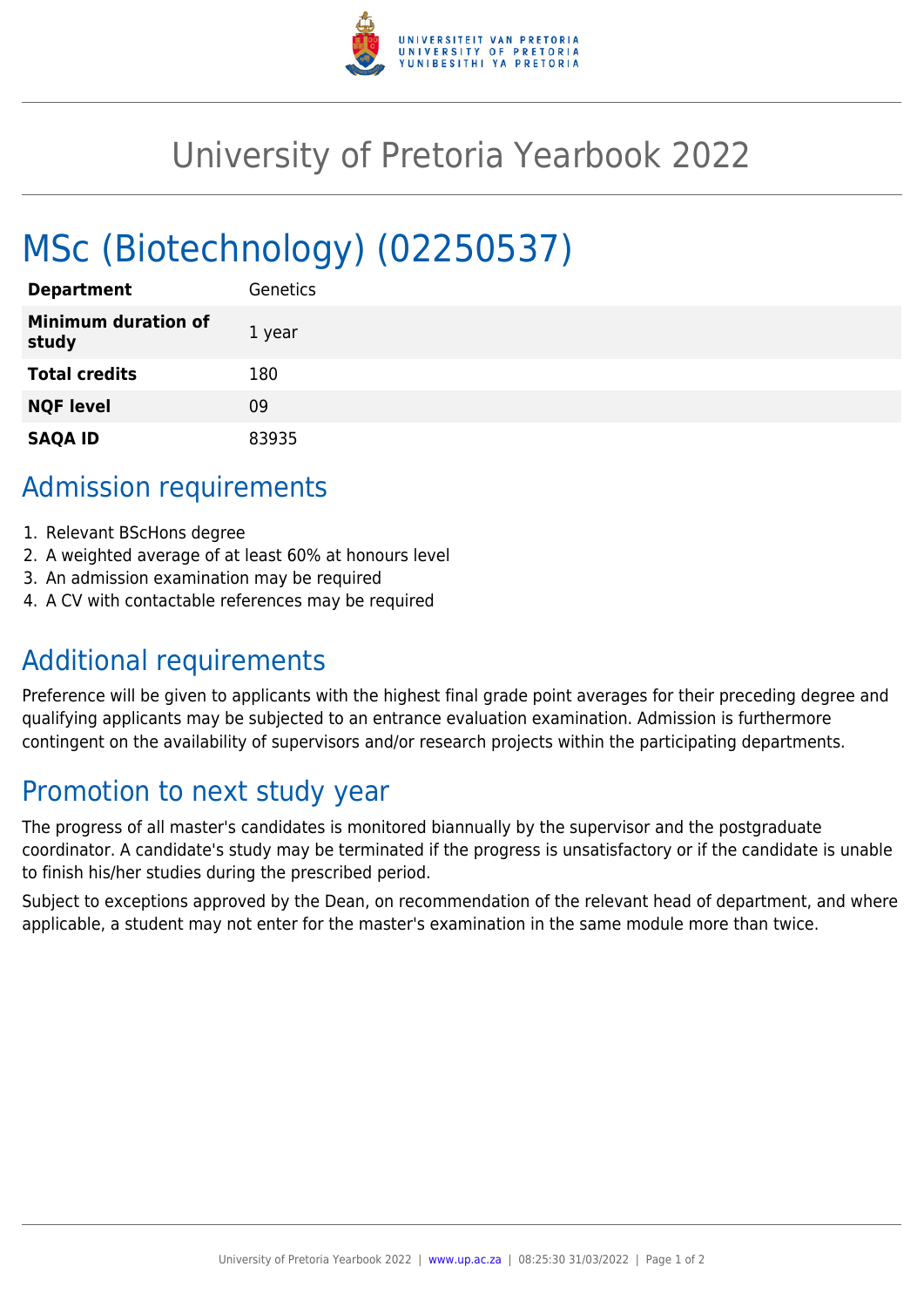# University of Pretoria Yearbook 2022

## MSc (Biotechnology) (02250537)

| **Department** | Genetics |
| --- | --- |
| **Minimum duration of study** | 1 year |
| **Total credits** | 180 |
| **NQF level** | 09 |
| **SAQA ID** | 83935 |

## Admission requirements

1. Relevant BScHons degree
2. A weighted average of at least 60% at honours level
3. An admission examination may be required
4. A CV with contactable references may be required

## Additional requirements

Preference will be given to applicants with the highest final grade point averages for their preceding degree and qualifying applicants may be subjected to an entrance evaluation examination. Admission is furthermore contingent on the availability of supervisors and/or research projects within the participating departments.

## Promotion to next study year

The progress of all master's candidates is monitored biannually by the supervisor and the postgraduate coordinator. A candidate's study may be terminated if the progress is unsatisfactory or if the candidate is unable to finish his/her studies during the prescribed period.

Subject to exceptions approved by the Dean, on recommendation of the relevant head of department, and where applicable, a student may not enter for the master's examination in the same module more than twice.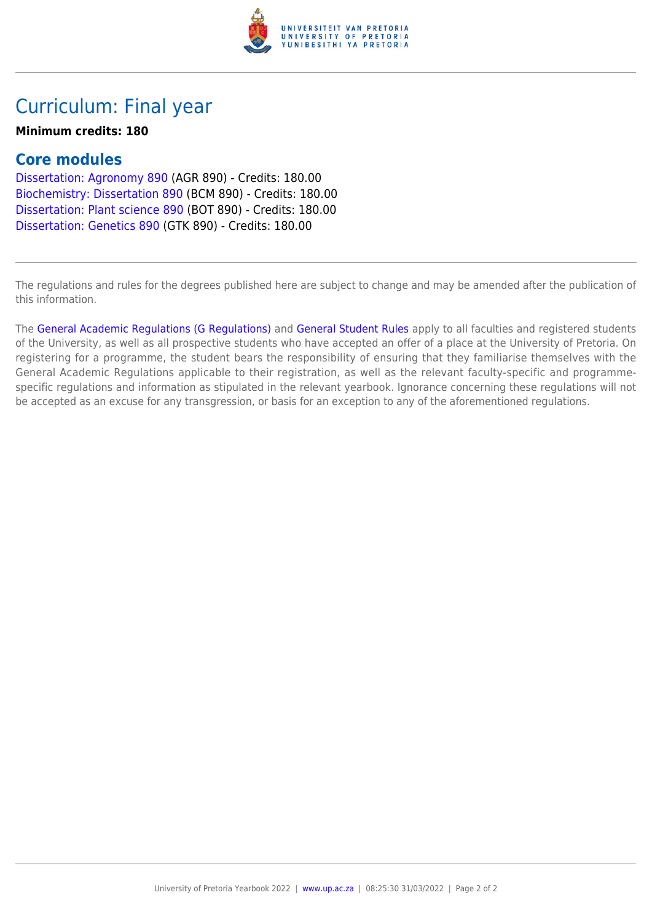# Curriculum: Final year

**Minimum credits: 180**

## Core modules

Dissertation: Agronomy 890 (AGR 890) - Credits: 180.00
Biochemistry: Dissertation 890 (BCM 890) - Credits: 180.00
Dissertation: Plant science 890 (BOT 890) - Credits: 180.00
Dissertation: Genetics 890 (GTK 890) - Credits: 180.00

---

The regulations and rules for the degrees published here are subject to change and may be amended after the publication of this information.

The General Academic Regulations (G Regulations) and General Student Rules apply to all faculties and registered students of the University, as well as all prospective students who have accepted an offer of a place at the University of Pretoria. On registering for a programme, the student bears the responsibility of ensuring that they familiarise themselves with the General Academic Regulations applicable to their registration, as well as the relevant faculty-specific and programme-specific regulations and information as stipulated in the relevant yearbook. Ignorance concerning these regulations will not be accepted as an excuse for any transgression, or basis for an exception to any of the aforementioned regulations.